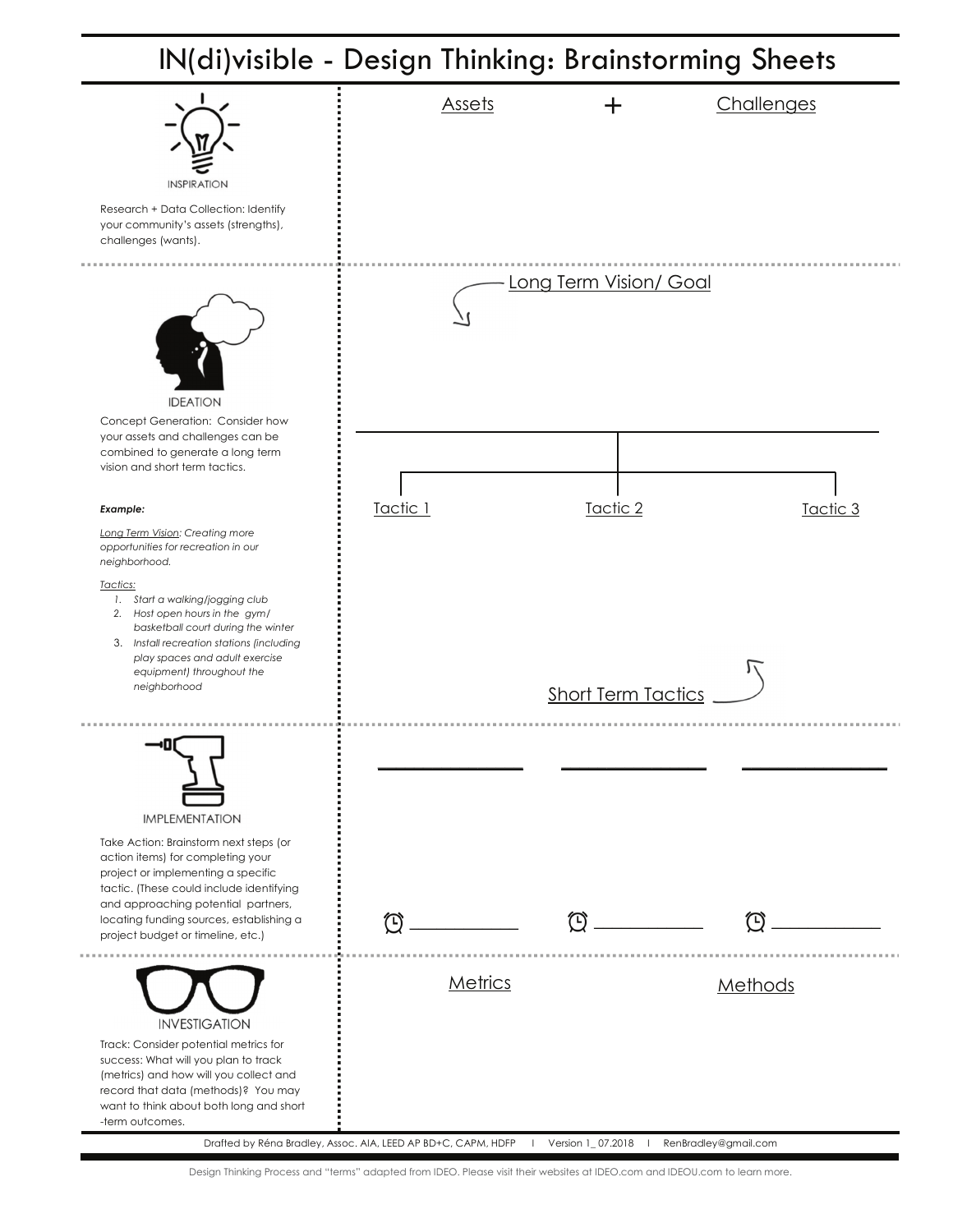# IN(di)visible - Design Thinking: Brainstorming Sheets

## INSPIRATION

Research + Data Collection: Identify your community's assets (strengths), challenges (wants).

Assets + Challenges

## IDEATION

Concept Generation: Consider how your assets and challenges can be combined to generate a long term vision and short term tactics.

***Example:***

*Long Term Vision: Creating more opportunities for recreation in our neighborhood.*

*Tactics:*

1. *Start a walking/jogging club*
2. *Host open hours in the gym/ basketball court during the winter*
3. *Install recreation stations (including play spaces and adult exercise equipment) throughout the neighborhood*

Long Term Vision/ Goal

Tactic 1 | Tactic 2 | Tactic 3

Short Term Tactics

## IMPLEMENTATION

Take Action: Brainstorm next steps (or action items) for completing your project or implementing a specific tactic. (These could include identifying and approaching potential partners, locating funding sources, establishing a project budget or timeline, etc.)

______________ ______________ ______________

⏰ ______________ ⏰ ______________ ⏰ ______________

## INVESTIGATION

Track: Consider potential metrics for success: What will you plan to track (metrics) and how will you collect and record that data (methods)? You may want to think about both long and short -term outcomes.

Metrics | Methods

Drafted by Réna Bradley, Assoc. AIA, LEED AP BD+C, CAPM, HDFP | Version 1_ 07.2018 | RenBradley@gmail.com

Design Thinking Process and "terms" adapted from IDEO. Please visit their websites at IDEO.com and IDEOU.com to learn more.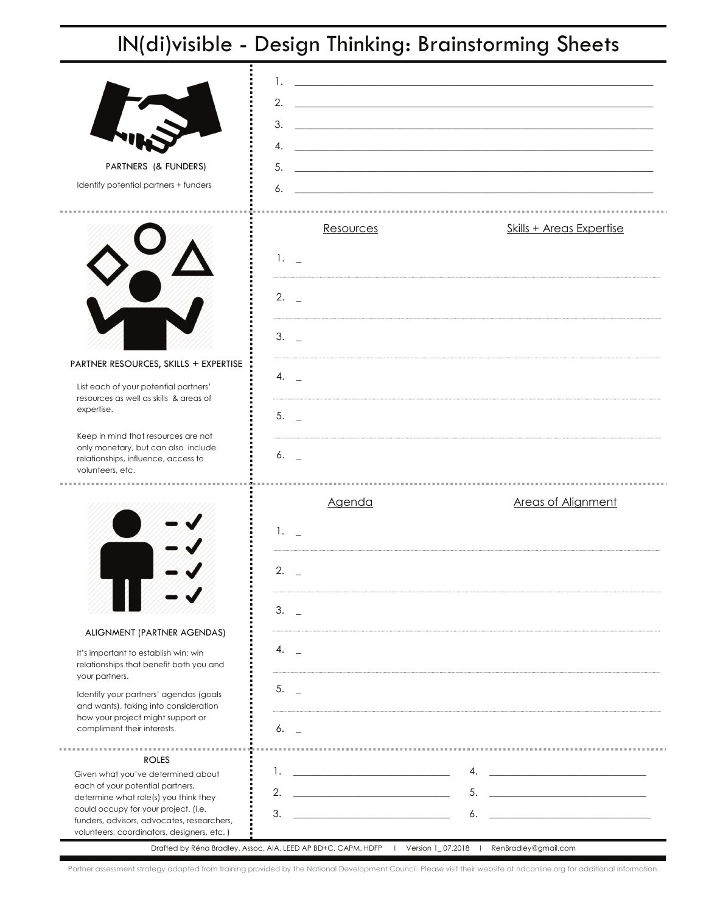# IN(di)visible - Design Thinking: Brainstorming Sheets

## PARTNERS (& FUNDERS)

Identify potential partners + funders

1. ______________________________
2. ______________________________
3. ______________________________
4. ______________________________
5. ______________________________
6. ______________________________

## PARTNER RESOURCES, SKILLS + EXPERTISE

List each of your potential partners' resources as well as skills & areas of expertise.

Keep in mind that resources are not only monetary, but can also include relationships, influence, access to volunteers, etc.

| | Resources | Skills + Areas Expertise |
|---|---|---|
| 1. | _ | |
| 2. | _ | |
| 3. | _ | |
| 4. | _ | |
| 5. | _ | |
| 6. | _ | |

## ALIGNMENT (PARTNER AGENDAS)

It's important to establish win: win relationships that benefit both you and your partners.

Identify your partners' agendas (goals and wants), taking into consideration how your project might support or compliment their interests.

| | Agenda | Areas of Alignment |
|---|---|---|
| 1. | _ | |
| 2. | _ | |
| 3. | _ | |
| 4. | _ | |
| 5. | _ | |
| 6. | _ | |

## ROLES

Given what you've determined about each of your potential partners, determine what role(s) you think they could occupy for your project. (i.e. funders, advisors, advocates, researchers, volunteers, coordinators, designers, etc. )

1. ______________________________
2. ______________________________
3. ______________________________
4. ______________________________
5. ______________________________
6. ______________________________

Drafted by Réna Bradley, Assoc. AIA, LEED AP BD+C, CAPM, HDFP | Version 1_ 07.2018 | RenBradley@gmail.com

Partner assessment strategy adapted from training provided by the National Development Council. Please visit their website at ndconline.org for additional information.